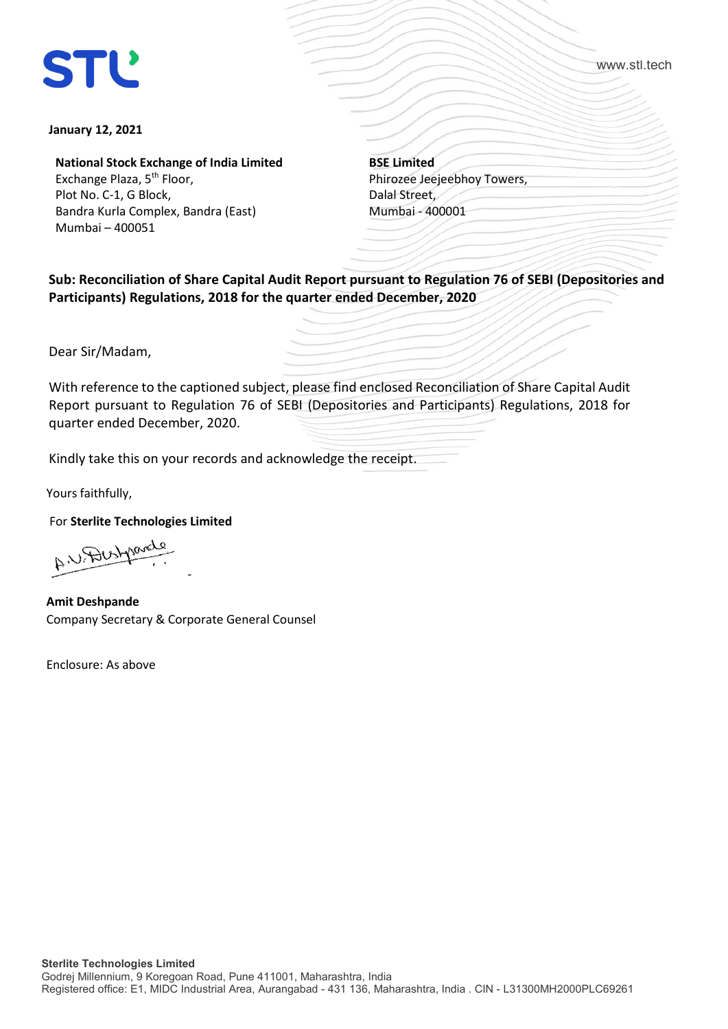STL

www.stl.tech

**January 12, 2021**

**National Stock Exchange of India Limited**
Exchange Plaza, 5th Floor,
Plot No. C-1, G Block,
Bandra Kurla Complex, Bandra (East)
Mumbai – 400051

**BSE Limited**
Phirozee Jeejeebhoy Towers,
Dalal Street,
Mumbai - 400001

**Sub: Reconciliation of Share Capital Audit Report pursuant to Regulation 76 of SEBI (Depositories and Participants) Regulations, 2018 for the quarter ended December, 2020**

Dear Sir/Madam,

With reference to the captioned subject, please find enclosed Reconciliation of Share Capital Audit Report pursuant to Regulation 76 of SEBI (Depositories and Participants) Regulations, 2018 for quarter ended December, 2020.

Kindly take this on your records and acknowledge the receipt.

Yours faithfully,

For **Sterlite Technologies Limited**

A.V. Deshpande

**Amit Deshpande**
Company Secretary & Corporate General Counsel

Enclosure: As above

**Sterlite Technologies Limited**
Godrej Millennium, 9 Koregoan Road, Pune 411001, Maharashtra, India
Registered office: E1, MIDC Industrial Area, Aurangabad - 431 136, Maharashtra, India . CIN - L31300MH2000PLC69261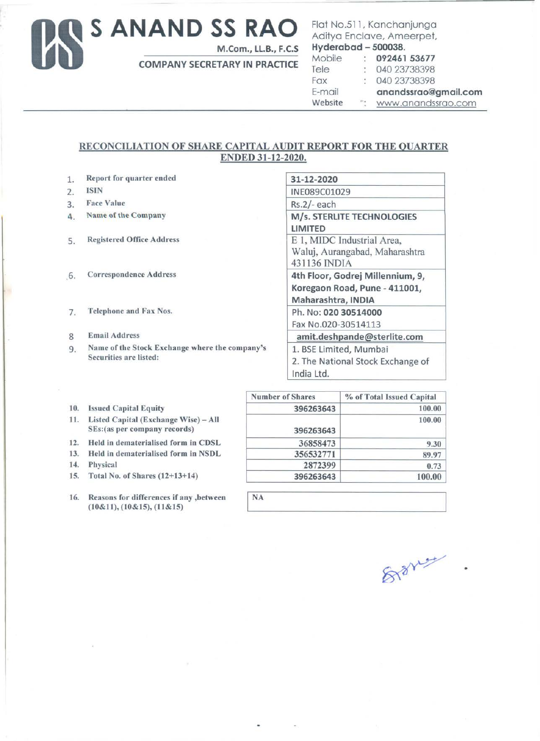# S ANAND SS RAO

M.Com., LL.B., F.C.S

COMPANY SECRETARY IN PRACTICE

Flat No.511, Kanchanjunga
Aditya Enclave, Ameerpet,
**Hyderabad – 500038.**

| | | |
|---|---|---|
| Mobile | : | **092461 53677** |
| Tele | : | 040 23738398 |
| Fax | : | 040 23738398 |
| E-mail | | **anandssrao@gmail.com** |
| Website | : | www.anandssrao.com |

## RECONCILIATION OF SHARE CAPITAL AUDIT REPORT FOR THE QUARTER ENDED 31-12-2020.

| | | |
|---|---|---|
| 1. | Report for quarter ended | 31-12-2020 |
| 2. | ISIN | INE089C01029 |
| 3. | Face Value | Rs.2/- each |
| 4. | Name of the Company | **M/s. STERLITE TECHNOLOGIES LIMITED** |
| 5. | Registered Office Address | E 1, MIDC Industrial Area, Waluj, Aurangabad, Maharashtra 431136 INDIA |
| 6. | Correspondence Address | **4th Floor, Godrej Millennium, 9, Koregaon Road, Pune - 411001, Maharashtra, INDIA** |
| 7. | Telephone and Fax Nos. | Ph. No: **020 30514000**<br>Fax No.020-30514113 |
| 8 | Email Address | **amit.deshpande@sterlite.com** |
| 9. | Name of the Stock Exchange where the company's Securities are listed: | 1. BSE Limited, Mumbai<br>2. The National Stock Exchange of India Ltd. |

| | | Number of Shares | % of Total Issued Capital |
|---|---|---|---|
| 10. | Issued Capital Equity | 396263643 | 100.00 |
| 11. | Listed Capital (Exchange Wise) – All SEs:(as per company records) | 396263643 | 100.00 |
| 12. | Held in dematerialised form in CDSL | 36858473 | 9.30 |
| 13. | Held in dematerialised form in NSDL | 356532771 | 89.97 |
| 14. | Physical | 2872399 | 0.73 |
| 15. | Total No. of Shares (12+13+14) | 396263643 | 100.00 |

| | | |
|---|---|---|
| 16. | Reasons for differences if any ,between (10&11), (10&15), (11&15) | NA |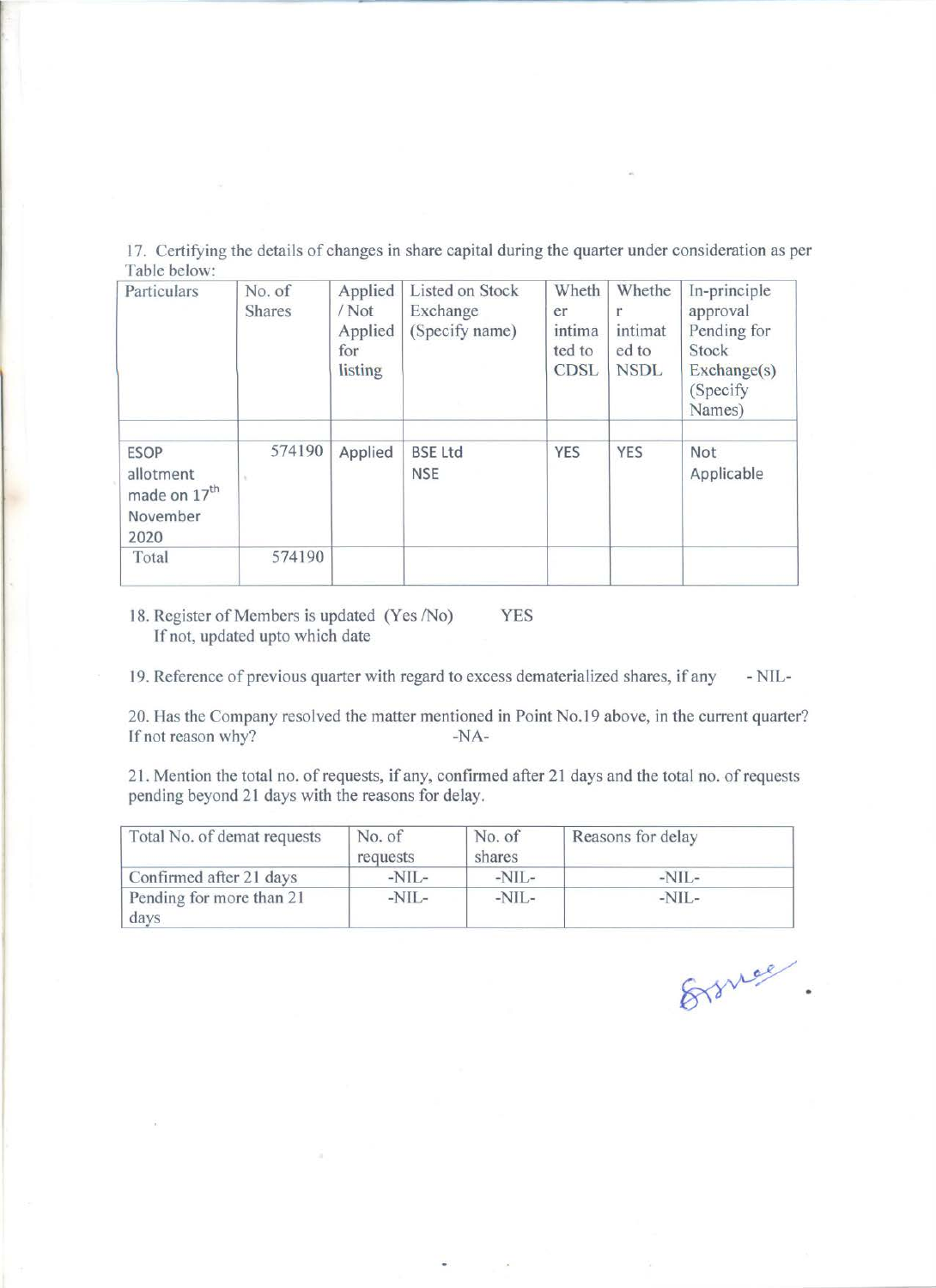17. Certifying the details of changes in share capital during the quarter under consideration as per Table below:

| Particulars | No. of Shares | Applied / Not Applied for listing | Listed on Stock Exchange (Specify name) | Whether intimated to CDSL | Whether intimated to NSDL | In-principle approval Pending for Stock Exchange(s) (Specify Names) |
|---|---|---|---|---|---|---|
| | | | | | | |
| ESOP allotment made on 17th November 2020 | 574190 | Applied | BSE Ltd NSE | YES | YES | Not Applicable |
| Total | 574190 | | | | | |

18. Register of Members is updated (Yes /No) YES
If not, updated upto which date

19. Reference of previous quarter with regard to excess dematerialized shares, if any -NIL-

20. Has the Company resolved the matter mentioned in Point No.19 above, in the current quarter? If not reason why? -NA-

21. Mention the total no. of requests, if any, confirmed after 21 days and the total no. of requests pending beyond 21 days with the reasons for delay.

| Total No. of demat requests | No. of requests | No. of shares | Reasons for delay |
|---|---|---|---|
| Confirmed after 21 days | -NIL- | -NIL- | -NIL- |
| Pending for more than 21 days | -NIL- | -NIL- | -NIL- |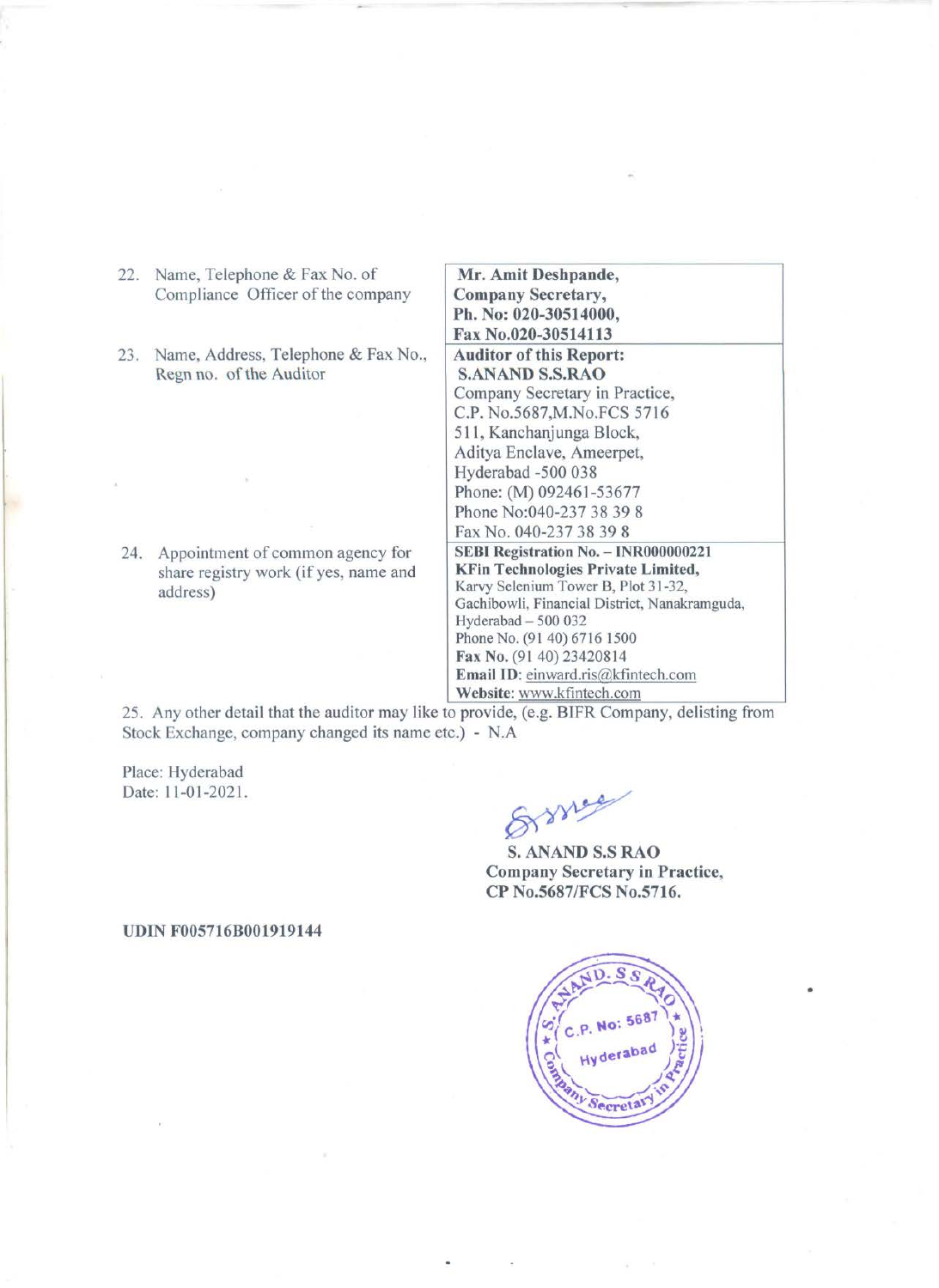| | |
|---|---|
| 22. Name, Telephone & Fax No. of Compliance Officer of the company | **Mr. Amit Deshpande,**<br>**Company Secretary,**<br>**Ph. No: 020-30514000,**<br>**Fax No.020-30514113** |
| 23. Name, Address, Telephone & Fax No., Regn no. of the Auditor | **Auditor of this Report:**<br>**S.ANAND S.S.RAO**<br>Company Secretary in Practice,<br>C.P. No.5687,M.No.FCS 5716<br>511, Kanchanjunga Block,<br>Aditya Enclave, Ameerpet,<br>Hyderabad -500 038<br>Phone: (M) 092461-53677<br>Phone No:040-237 38 39 8<br>Fax No. 040-237 38 39 8 |
| 24. Appointment of common agency for share registry work (if yes, name and address) | **SEBI Registration No. – INR000000221**<br>**KFin Technologies Private Limited,**<br>Karvy Selenium Tower B, Plot 31-32,<br>Gachibowli, Financial District, Nanakramguda,<br>Hyderabad – 500 032<br>Phone No. (91 40) 6716 1500<br>**Fax No.** (91 40) 23420814<br>**Email ID**: einward.ris@kfintech.com<br>**Website**: www.kfintech.com |

25. Any other detail that the auditor may like to provide, (e.g. BIFR Company, delisting from Stock Exchange, company changed its name etc.) - N.A

Place: Hyderabad
Date: 11-01-2021.

**S. ANAND S.S RAO**
**Company Secretary in Practice,**
**CP No.5687/FCS No.5716.**

**UDIN F005716B001919144**